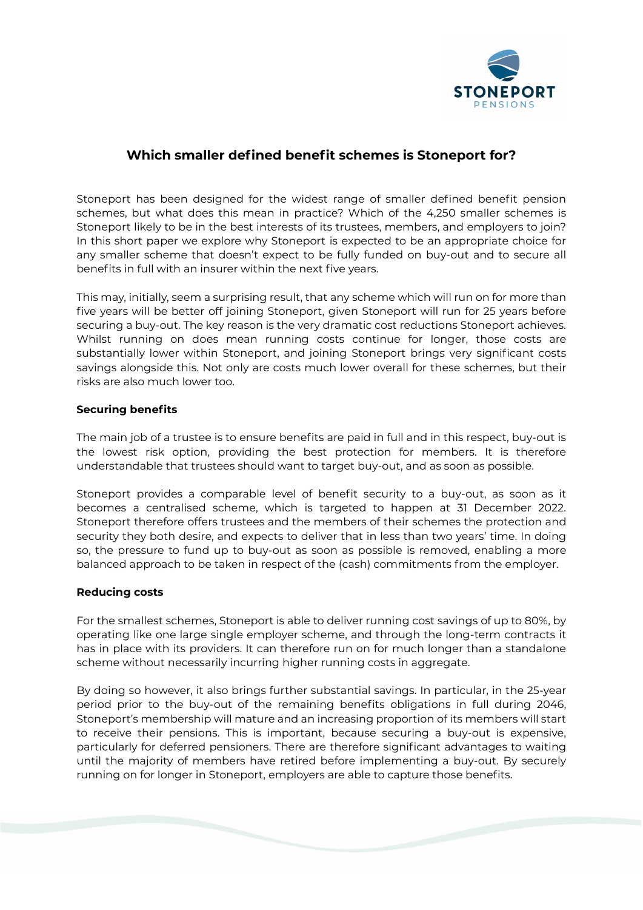# Which smaller defined benefit schemes is Stoneport for?

Stoneport has been designed for the widest range of smaller defined benefit pension schemes, but what does this mean in practice? Which of the 4,250 smaller schemes is Stoneport likely to be in the best interests of its trustees, members, and employers to join? In this short paper we explore why Stoneport is expected to be an appropriate choice for any smaller scheme that doesn't expect to be fully funded on buy-out and to secure all benefits in full with an insurer within the next five years.

This may, initially, seem a surprising result, that any scheme which will run on for more than five years will be better off joining Stoneport, given Stoneport will run for 25 years before securing a buy-out. The key reason is the very dramatic cost reductions Stoneport achieves. Whilst running on does mean running costs continue for longer, those costs are substantially lower within Stoneport, and joining Stoneport brings very significant costs savings alongside this. Not only are costs much lower overall for these schemes, but their risks are also much lower too.

**Securing benefits**

The main job of a trustee is to ensure benefits are paid in full and in this respect, buy-out is the lowest risk option, providing the best protection for members. It is therefore understandable that trustees should want to target buy-out, and as soon as possible.

Stoneport provides a comparable level of benefit security to a buy-out, as soon as it becomes a centralised scheme, which is targeted to happen at 31 December 2022. Stoneport therefore offers trustees and the members of their schemes the protection and security they both desire, and expects to deliver that in less than two years' time. In doing so, the pressure to fund up to buy-out as soon as possible is removed, enabling a more balanced approach to be taken in respect of the (cash) commitments from the employer.

**Reducing costs**

For the smallest schemes, Stoneport is able to deliver running cost savings of up to 80%, by operating like one large single employer scheme, and through the long-term contracts it has in place with its providers. It can therefore run on for much longer than a standalone scheme without necessarily incurring higher running costs in aggregate.

By doing so however, it also brings further substantial savings. In particular, in the 25-year period prior to the buy-out of the remaining benefits obligations in full during 2046, Stoneport's membership will mature and an increasing proportion of its members will start to receive their pensions. This is important, because securing a buy-out is expensive, particularly for deferred pensioners. There are therefore significant advantages to waiting until the majority of members have retired before implementing a buy-out. By securely running on for longer in Stoneport, employers are able to capture those benefits.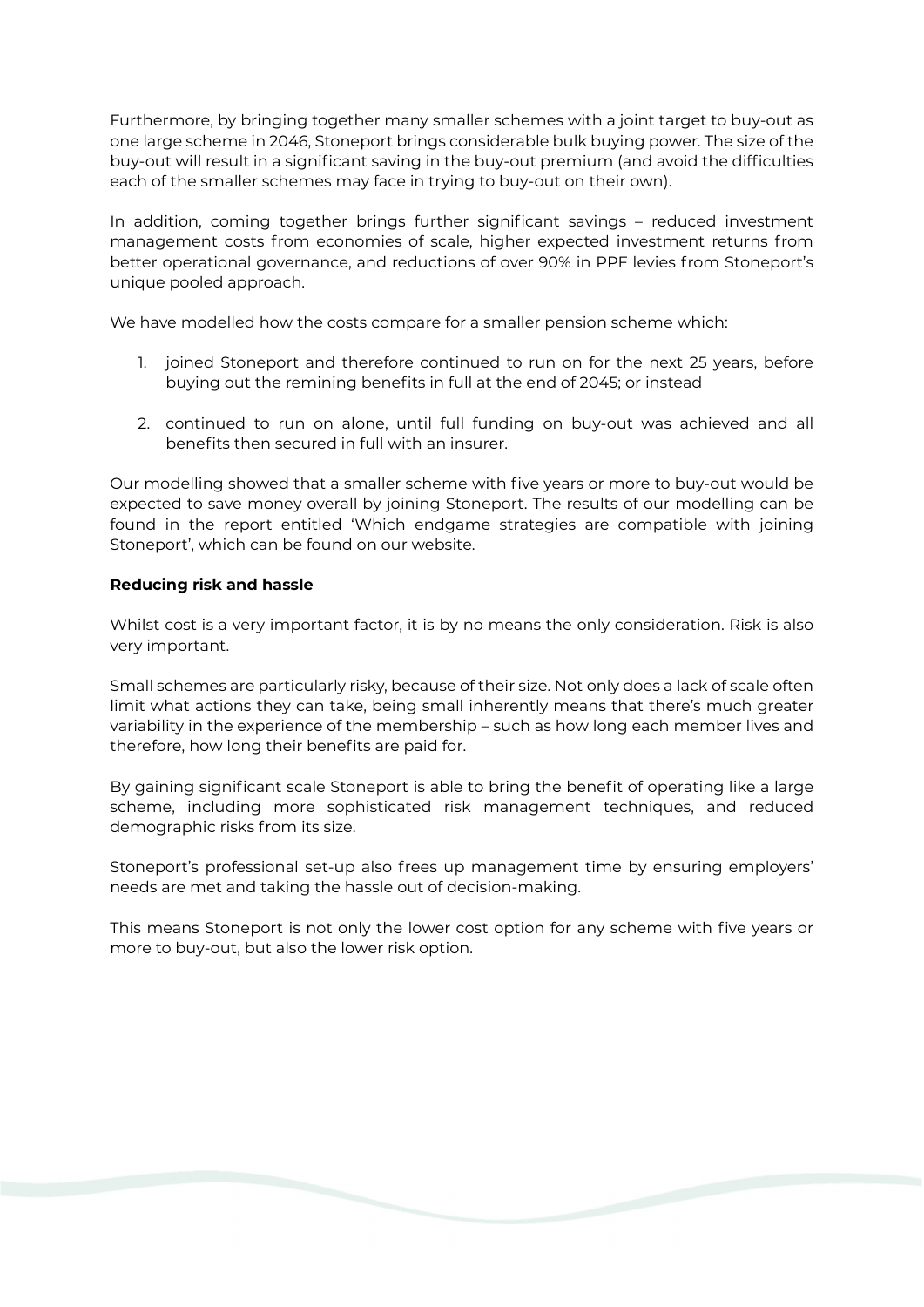Furthermore, by bringing together many smaller schemes with a joint target to buy-out as one large scheme in 2046, Stoneport brings considerable bulk buying power. The size of the buy-out will result in a significant saving in the buy-out premium (and avoid the difficulties each of the smaller schemes may face in trying to buy-out on their own).

In addition, coming together brings further significant savings – reduced investment management costs from economies of scale, higher expected investment returns from better operational governance, and reductions of over 90% in PPF levies from Stoneport's unique pooled approach.

We have modelled how the costs compare for a smaller pension scheme which:

1. joined Stoneport and therefore continued to run on for the next 25 years, before buying out the remining benefits in full at the end of 2045; or instead

2. continued to run on alone, until full funding on buy-out was achieved and all benefits then secured in full with an insurer.

Our modelling showed that a smaller scheme with five years or more to buy-out would be expected to save money overall by joining Stoneport. The results of our modelling can be found in the report entitled 'Which endgame strategies are compatible with joining Stoneport', which can be found on our website.

**Reducing risk and hassle**

Whilst cost is a very important factor, it is by no means the only consideration. Risk is also very important.

Small schemes are particularly risky, because of their size. Not only does a lack of scale often limit what actions they can take, being small inherently means that there's much greater variability in the experience of the membership – such as how long each member lives and therefore, how long their benefits are paid for.

By gaining significant scale Stoneport is able to bring the benefit of operating like a large scheme, including more sophisticated risk management techniques, and reduced demographic risks from its size.

Stoneport's professional set-up also frees up management time by ensuring employers' needs are met and taking the hassle out of decision-making.

This means Stoneport is not only the lower cost option for any scheme with five years or more to buy-out, but also the lower risk option.